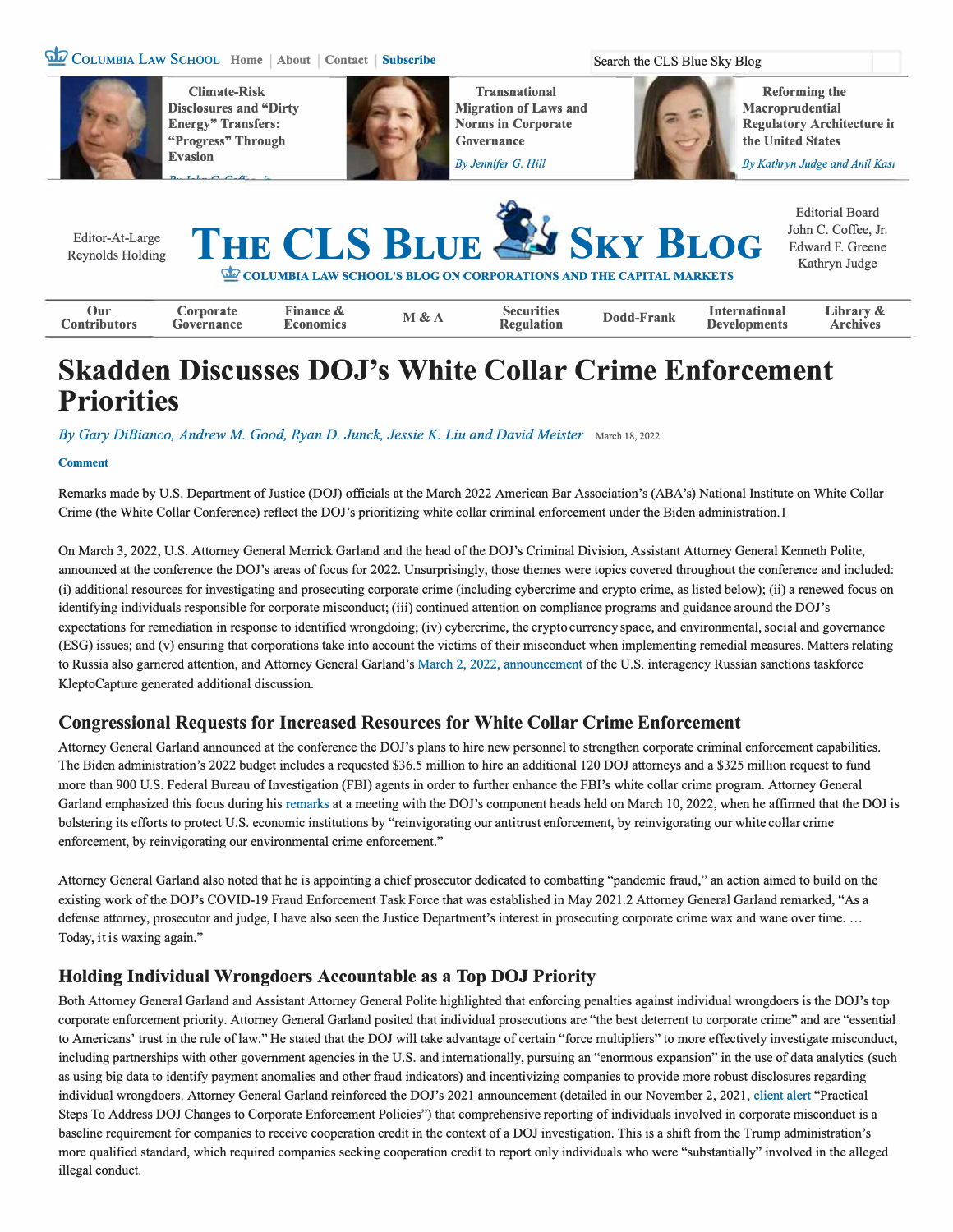# Skadden Discusses DOJ's White Collar Crime Enforcement Priorities

*By Gary DiBianco, Andrew M. Good, Ryan D. Junck, Jessie K. Liu and David Meister* March 18, 2022

Remarks made by U.S. Department of Justice (DOJ) officials at the March 2022 American Bar Association's (ABA's) National Institute on White Collar Crime (the White Collar Conference) reflect the DOJ's prioritizing white collar criminal enforcement under the Biden administration.[1]

On March 3, 2022, U.S. Attorney General Merrick Garland and the head of the DOJ's Criminal Division, Assistant Attorney General Kenneth Polite, announced at the conference the DOJ's areas of focus for 2022. Unsurprisingly, those themes were topics covered throughout the conference and included: (i) additional resources for investigating and prosecuting corporate crime (including cybercrime and crypto crime, as listed below); (ii) a renewed focus on identifying individuals responsible for corporate misconduct; (iii) continued attention on compliance programs and guidance around the DOJ's expectations for remediation in response to identified wrongdoing; (iv) cybercrime, the crypto currency space, and environmental, social and governance (ESG) issues; and (v) ensuring that corporations take into account the victims of their misconduct when implementing remedial measures. Matters relating to Russia also garnered attention, and Attorney General Garland's March 2, 2022, announcement of the U.S. interagency Russian sanctions taskforce KleptoCapture generated additional discussion.

## Congressional Requests for Increased Resources for White Collar Crime Enforcement

Attorney General Garland announced at the conference the DOJ's plans to hire new personnel to strengthen corporate criminal enforcement capabilities. The Biden administration's 2022 budget includes a requested $36.5 million to hire an additional 120 DOJ attorneys and a $325 million request to fund more than 900 U.S. Federal Bureau of Investigation (FBI) agents in order to further enhance the FBI's white collar crime program. Attorney General Garland emphasized this focus during his remarks at a meeting with the DOJ's component heads held on March 10, 2022, when he affirmed that the DOJ is bolstering its efforts to protect U.S. economic institutions by "reinvigorating our antitrust enforcement, by reinvigorating our white collar crime enforcement, by reinvigorating our environmental crime enforcement."

Attorney General Garland also noted that he is appointing a chief prosecutor dedicated to combatting "pandemic fraud," an action aimed to build on the existing work of the DOJ's COVID-19 Fraud Enforcement Task Force that was established in May 2021.[2] Attorney General Garland remarked, "As a defense attorney, prosecutor and judge, I have also seen the Justice Department's interest in prosecuting corporate crime wax and wane over time. … Today, it is waxing again."

## Holding Individual Wrongdoers Accountable as a Top DOJ Priority

Both Attorney General Garland and Assistant Attorney General Polite highlighted that enforcing penalties against individual wrongdoers is the DOJ's top corporate enforcement priority. Attorney General Garland posited that individual prosecutions are "the best deterrent to corporate crime" and are "essential to Americans' trust in the rule of law." He stated that the DOJ will take advantage of certain "force multipliers" to more effectively investigate misconduct, including partnerships with other government agencies in the U.S. and internationally, pursuing an "enormous expansion" in the use of data analytics (such as using big data to identify payment anomalies and other fraud indicators) and incentivizing companies to provide more robust disclosures regarding individual wrongdoers. Attorney General Garland reinforced the DOJ's 2021 announcement (detailed in our November 2, 2021, client alert "Practical Steps To Address DOJ Changes to Corporate Enforcement Policies") that comprehensive reporting of individuals involved in corporate misconduct is a baseline requirement for companies to receive cooperation credit in the context of a DOJ investigation. This is a shift from the Trump administration's more qualified standard, which required companies seeking cooperation credit to report only individuals who were "substantially" involved in the alleged illegal conduct.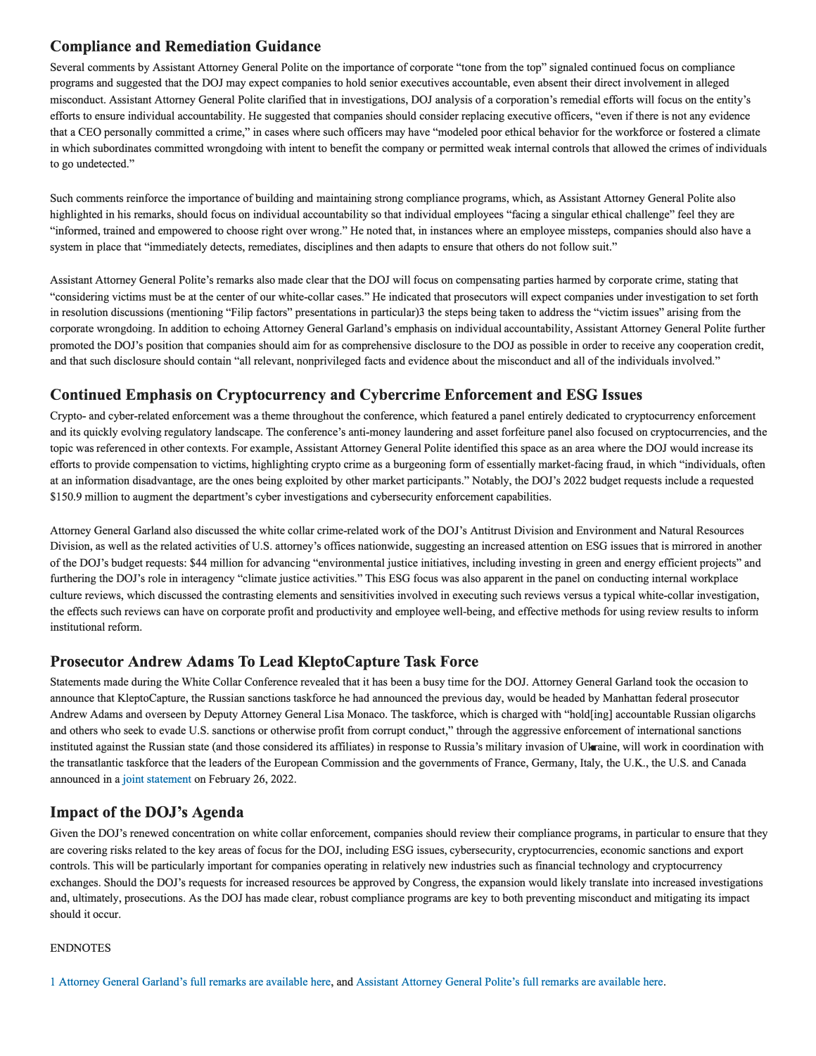## Compliance and Remediation Guidance

Several comments by Assistant Attorney General Polite on the importance of corporate "tone from the top" signaled continued focus on compliance programs and suggested that the DOJ may expect companies to hold senior executives accountable, even absent their direct involvement in alleged misconduct. Assistant Attorney General Polite clarified that in investigations, DOJ analysis of a corporation's remedial efforts will focus on the entity's efforts to ensure individual accountability. He suggested that companies should consider replacing executive officers, "even if there is not any evidence that a CEO personally committed a crime," in cases where such officers may have "modeled poor ethical behavior for the workforce or fostered a climate in which subordinates committed wrongdoing with intent to benefit the company or permitted weak internal controls that allowed the crimes of individuals to go undetected."

Such comments reinforce the importance of building and maintaining strong compliance programs, which, as Assistant Attorney General Polite also highlighted in his remarks, should focus on individual accountability so that individual employees "facing a singular ethical challenge" feel they are "informed, trained and empowered to choose right over wrong." He noted that, in instances where an employee missteps, companies should also have a system in place that "immediately detects, remediates, disciplines and then adapts to ensure that others do not follow suit."

Assistant Attorney General Polite's remarks also made clear that the DOJ will focus on compensating parties harmed by corporate crime, stating that "considering victims must be at the center of our white-collar cases." He indicated that prosecutors will expect companies under investigation to set forth in resolution discussions (mentioning "Filip factors" presentations in particular)3 the steps being taken to address the "victim issues" arising from the corporate wrongdoing. In addition to echoing Attorney General Garland's emphasis on individual accountability, Assistant Attorney General Polite further promoted the DOJ's position that companies should aim for as comprehensive disclosure to the DOJ as possible in order to receive any cooperation credit, and that such disclosure should contain "all relevant, nonprivileged facts and evidence about the misconduct and all of the individuals involved."

## Continued Emphasis on Cryptocurrency and Cybercrime Enforcement and ESG Issues

Crypto- and cyber-related enforcement was a theme throughout the conference, which featured a panel entirely dedicated to cryptocurrency enforcement and its quickly evolving regulatory landscape. The conference's anti-money laundering and asset forfeiture panel also focused on cryptocurrencies, and the topic was referenced in other contexts. For example, Assistant Attorney General Polite identified this space as an area where the DOJ would increase its efforts to provide compensation to victims, highlighting crypto crime as a burgeoning form of essentially market-facing fraud, in which "individuals, often at an information disadvantage, are the ones being exploited by other market participants." Notably, the DOJ's 2022 budget requests include a requested $150.9 million to augment the department's cyber investigations and cybersecurity enforcement capabilities.

Attorney General Garland also discussed the white collar crime-related work of the DOJ's Antitrust Division and Environment and Natural Resources Division, as well as the related activities of U.S. attorney's offices nationwide, suggesting an increased attention on ESG issues that is mirrored in another of the DOJ's budget requests: $44 million for advancing "environmental justice initiatives, including investing in green and energy efficient projects" and furthering the DOJ's role in interagency "climate justice activities." This ESG focus was also apparent in the panel on conducting internal workplace culture reviews, which discussed the contrasting elements and sensitivities involved in executing such reviews versus a typical white-collar investigation, the effects such reviews can have on corporate profit and productivity and employee well-being, and effective methods for using review results to inform institutional reform.

## Prosecutor Andrew Adams To Lead KleptoCapture Task Force

Statements made during the White Collar Conference revealed that it has been a busy time for the DOJ. Attorney General Garland took the occasion to announce that KleptoCapture, the Russian sanctions taskforce he had announced the previous day, would be headed by Manhattan federal prosecutor Andrew Adams and overseen by Deputy Attorney General Lisa Monaco. The taskforce, which is charged with "hold[ing] accountable Russian oligarchs and others who seek to evade U.S. sanctions or otherwise profit from corrupt conduct," through the aggressive enforcement of international sanctions instituted against the Russian state (and those considered its affiliates) in response to Russia's military invasion of Ukraine, will work in coordination with the transatlantic taskforce that the leaders of the European Commission and the governments of France, Germany, Italy, the U.K., the U.S. and Canada announced in a joint statement on February 26, 2022.

## Impact of the DOJ's Agenda

Given the DOJ's renewed concentration on white collar enforcement, companies should review their compliance programs, in particular to ensure that they are covering risks related to the key areas of focus for the DOJ, including ESG issues, cybersecurity, cryptocurrencies, economic sanctions and export controls. This will be particularly important for companies operating in relatively new industries such as financial technology and cryptocurrency exchanges. Should the DOJ's requests for increased resources be approved by Congress, the expansion would likely translate into increased investigations and, ultimately, prosecutions. As the DOJ has made clear, robust compliance programs are key to both preventing misconduct and mitigating its impact should it occur.

ENDNOTES

1 Attorney General Garland's full remarks are available here, and Assistant Attorney General Polite's full remarks are available here.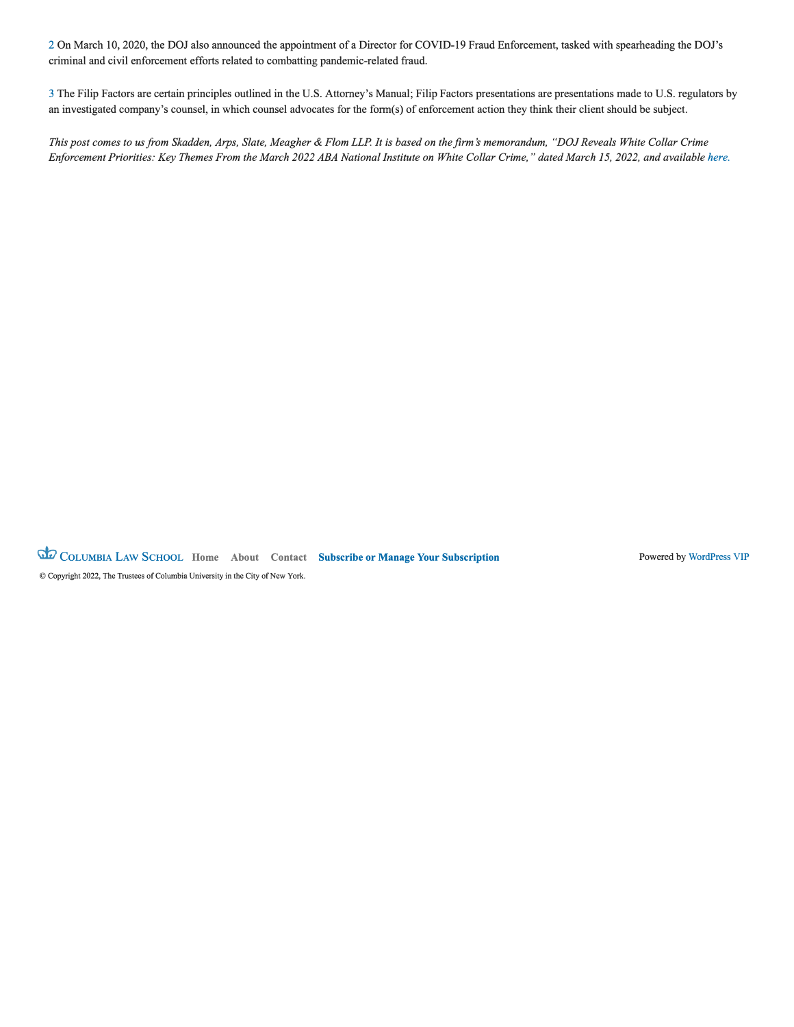2 On March 10, 2020, the DOJ also announced the appointment of a Director for COVID-19 Fraud Enforcement, tasked with spearheading the DOJ's criminal and civil enforcement efforts related to combatting pandemic-related fraud.

3 The Filip Factors are certain principles outlined in the U.S. Attorney's Manual; Filip Factors presentations are presentations made to U.S. regulators by an investigated company's counsel, in which counsel advocates for the form(s) of enforcement action they think their client should be subject.

*This post comes to us from Skadden, Arps, Slate, Meagher & Flom LLP. It is based on the firm's memorandum, "DOJ Reveals White Collar Crime Enforcement Priorities: Key Themes From the March 2022 ABA National Institute on White Collar Crime," dated March 15, 2022, and available here.*

Columbia Law School Home About Contact **Subscribe or Manage Your Subscription** Powered by WordPress VIP

© Copyright 2022, The Trustees of Columbia University in the City of New York.